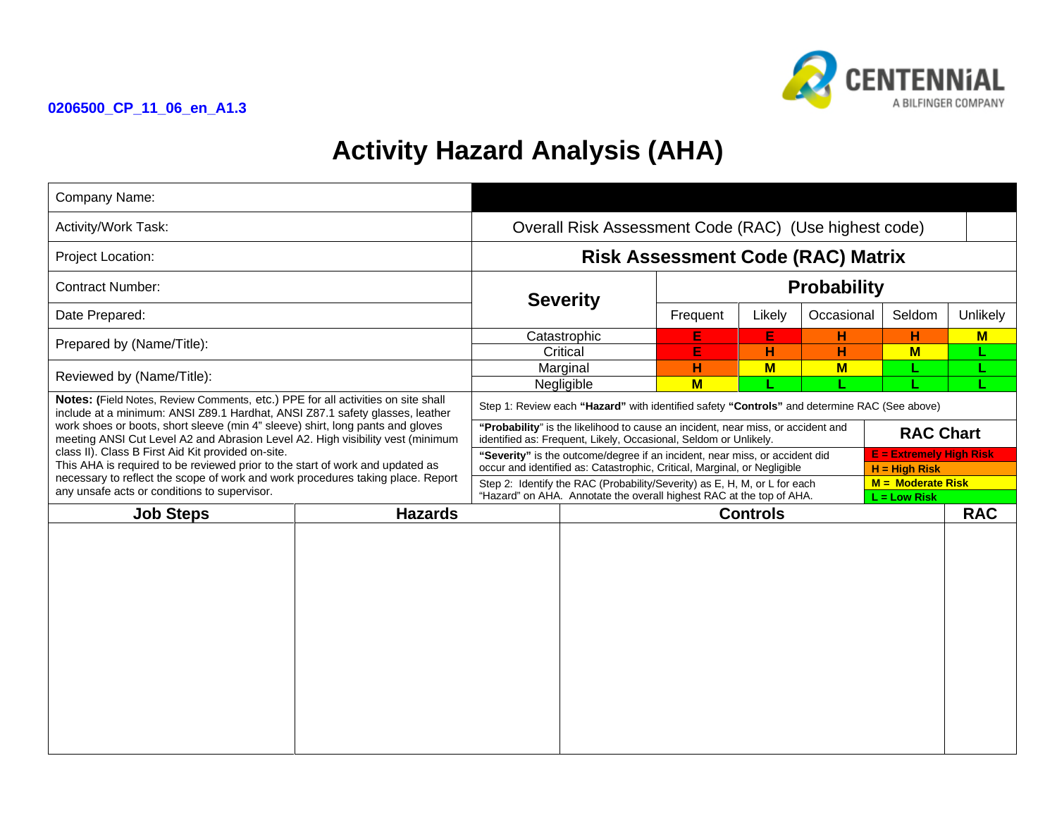0206500_CP_11_06_en_A1.3

CENTENNIAL
A BILFINGER COMPANY

# Activity Hazard Analysis (AHA)

| Company Name: | |
|---|---|
| Activity/Work Task: | Overall Risk Assessment Code (RAC) (Use highest code) |
| Project Location: | |
| Contract Number: | |
| Date Prepared: | |
| Prepared by (Name/Title): | |
| Reviewed by (Name/Title): | |

**Risk Assessment Code (RAC) Matrix**

| Severity | Probability | | | | |
|---|---|---|---|---|---|
| | Frequent | Likely | Occasional | Seldom | Unlikely |
| Catastrophic | E | E | H | H | M |
| Critical | E | H | H | M | L |
| Marginal | H | M | M | L | L |
| Negligible | M | L | L | L | L |

**Notes:** (Field Notes, Review Comments, etc.) PPE for all activities on site shall include at a minimum: ANSI Z89.1 Hardhat, ANSI Z87.1 safety glasses, leather work shoes or boots, short sleeve (min 4" sleeve) shirt, long pants and gloves meeting ANSI Cut Level A2 and Abrasion Level A2. High visibility vest (minimum class II). Class B First Aid Kit provided on-site.
This AHA is required to be reviewed prior to the start of work and updated as necessary to reflect the scope of work and work procedures taking place. Report any unsafe acts or conditions to supervisor.

Step 1: Review each **"Hazard"** with identified safety **"Controls"** and determine RAC (See above)

**"Probability"** is the likelihood to cause an incident, near miss, or accident and identified as: Frequent, Likely, Occasional, Seldom or Unlikely.

**"Severity"** is the outcome/degree if an incident, near miss, or accident did occur and identified as: Catastrophic, Critical, Marginal, or Negligible

Step 2: Identify the RAC (Probability/Severity) as E, H, M, or L for each "Hazard" on AHA. Annotate the overall highest RAC at the top of AHA.

**RAC Chart**

- **E = Extremely High Risk**
- **H = High Risk**
- **M = Moderate Risk**
- **L = Low Risk**

| Job Steps | Hazards | Controls | RAC |
|---|---|---|---|
| | | | |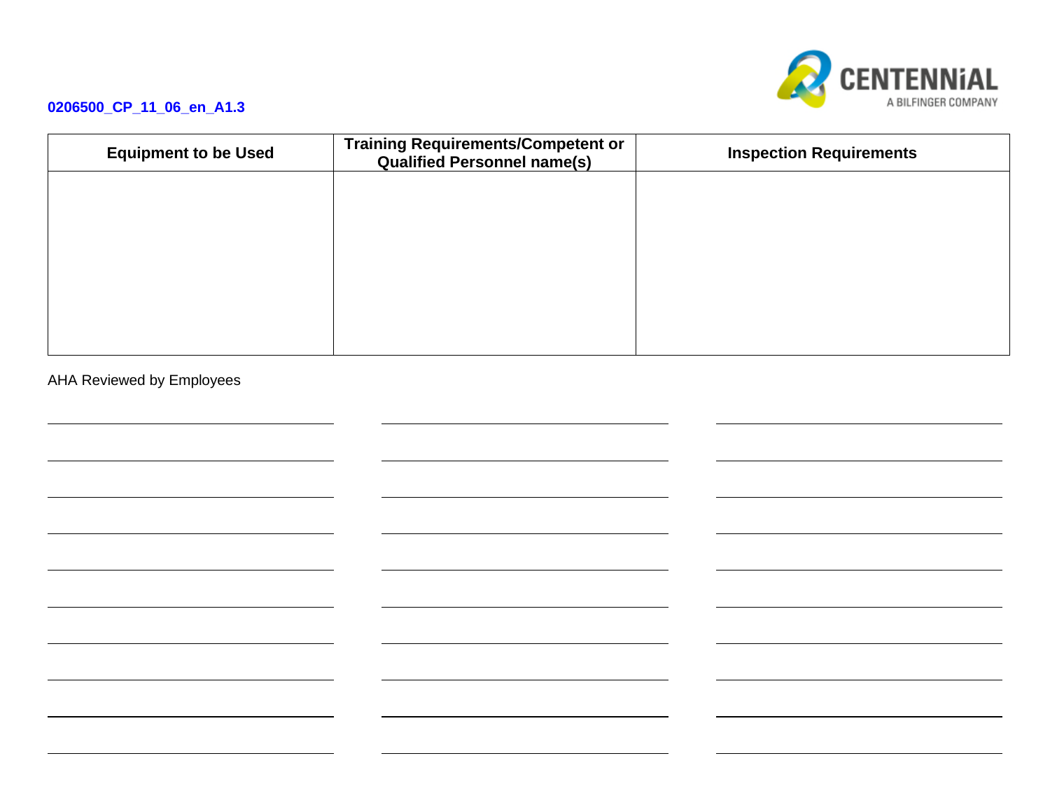0206500_CP_11_06_en_A1.3

| Equipment to be Used | Training Requirements/Competent or Qualified Personnel name(s) | Inspection Requirements |
|---|---|---|
| | | |

AHA Reviewed by Employees

| | | |
|---|---|---|
| | | |
| | | |
| | | |
| | | |
| | | |
| | | |
| | | |
| | | |
| | | |
| | | |